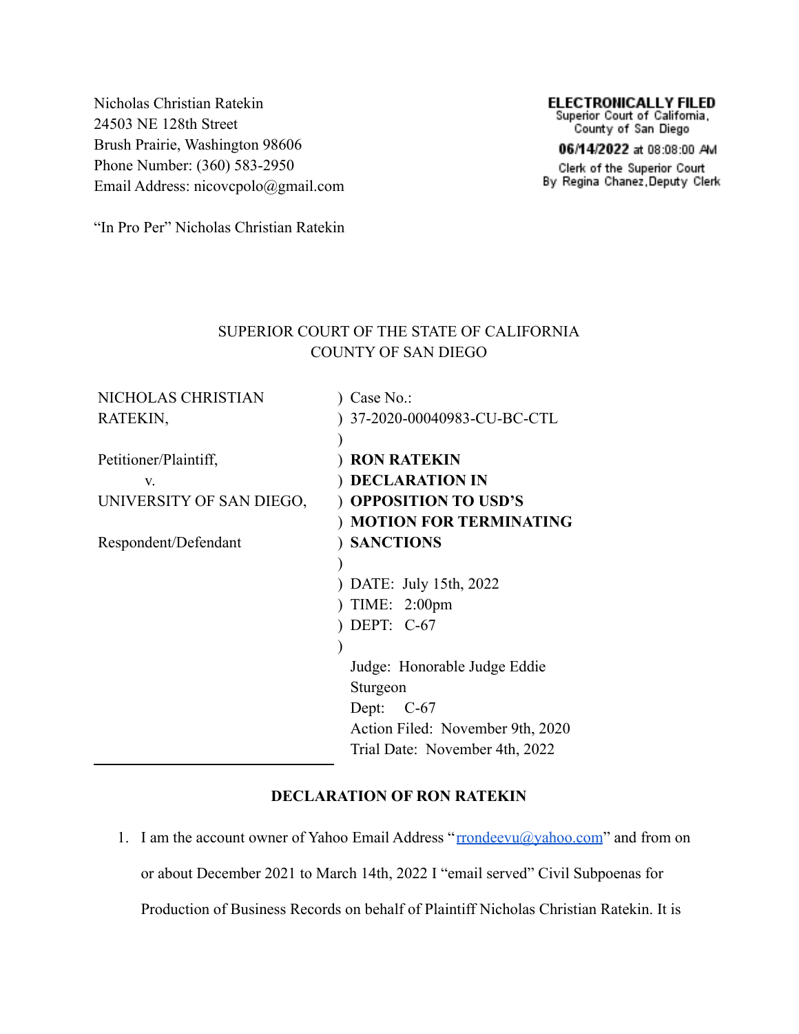Nicholas Christian Ratekin
24503 NE 128th Street
Brush Prairie, Washington 98606
Phone Number: (360) 583-2950
Email Address: nicovcpolo@gmail.com

**ELECTRONICALLY FILED**
Superior Court of California,
County of San Diego

**06/14/2022** at 08:08:00 AM

Clerk of the Superior Court
By Regina Chanez,Deputy Clerk

"In Pro Per" Nicholas Christian Ratekin

SUPERIOR COURT OF THE STATE OF CALIFORNIA
COUNTY OF SAN DIEGO

| | |
|---|---|
| NICHOLAS CHRISTIAN RATEKIN, | Case No.: 37-2020-00040983-CU-BC-CTL |
| Petitioner/Plaintiff, | **RON RATEKIN DECLARATION IN OPPOSITION TO USD'S MOTION FOR TERMINATING SANCTIONS** |
| v. | |
| UNIVERSITY OF SAN DIEGO, | |
| Respondent/Defendant | DATE: July 15th, 2022 |
| | TIME: 2:00pm |
| | DEPT: C-67 |
| | Judge: Honorable Judge Eddie Sturgeon |
| | Dept: C-67 |
| | Action Filed: November 9th, 2020 |
| | Trial Date: November 4th, 2022 |

**DECLARATION OF RON RATEKIN**

1. I am the account owner of Yahoo Email Address "rrondeevu@yahoo.com" and from on or about December 2021 to March 14th, 2022 I "email served" Civil Subpoenas for Production of Business Records on behalf of Plaintiff Nicholas Christian Ratekin. It is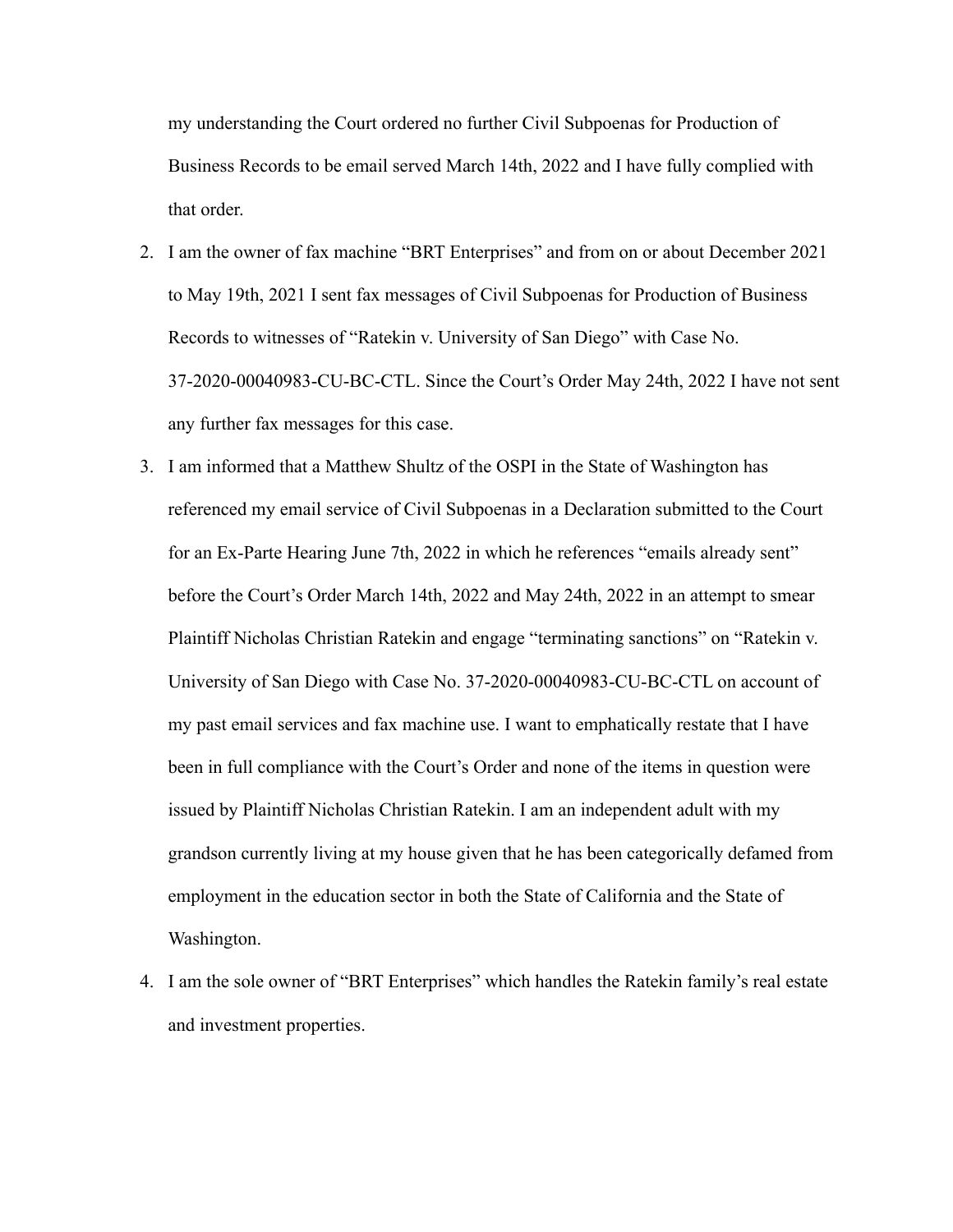my understanding the Court ordered no further Civil Subpoenas for Production of Business Records to be email served March 14th, 2022 and I have fully complied with that order.

2. I am the owner of fax machine "BRT Enterprises" and from on or about December 2021 to May 19th, 2021 I sent fax messages of Civil Subpoenas for Production of Business Records to witnesses of "Ratekin v. University of San Diego" with Case No. 37-2020-00040983-CU-BC-CTL. Since the Court's Order May 24th, 2022 I have not sent any further fax messages for this case.
3. I am informed that a Matthew Shultz of the OSPI in the State of Washington has referenced my email service of Civil Subpoenas in a Declaration submitted to the Court for an Ex-Parte Hearing June 7th, 2022 in which he references "emails already sent" before the Court's Order March 14th, 2022 and May 24th, 2022 in an attempt to smear Plaintiff Nicholas Christian Ratekin and engage "terminating sanctions" on "Ratekin v. University of San Diego with Case No. 37-2020-00040983-CU-BC-CTL on account of my past email services and fax machine use. I want to emphatically restate that I have been in full compliance with the Court's Order and none of the items in question were issued by Plaintiff Nicholas Christian Ratekin. I am an independent adult with my grandson currently living at my house given that he has been categorically defamed from employment in the education sector in both the State of California and the State of Washington.
4. I am the sole owner of "BRT Enterprises" which handles the Ratekin family's real estate and investment properties.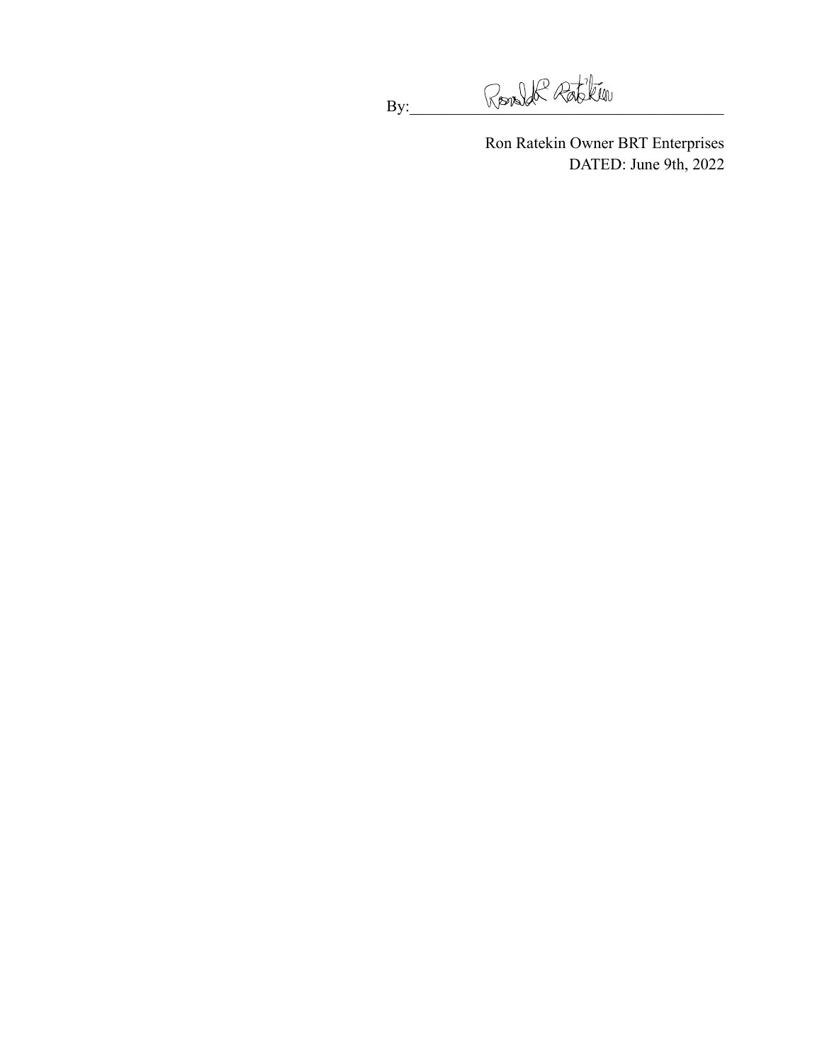By: Ronald R Ratekin

Ron Ratekin Owner BRT Enterprises
DATED: June 9th, 2022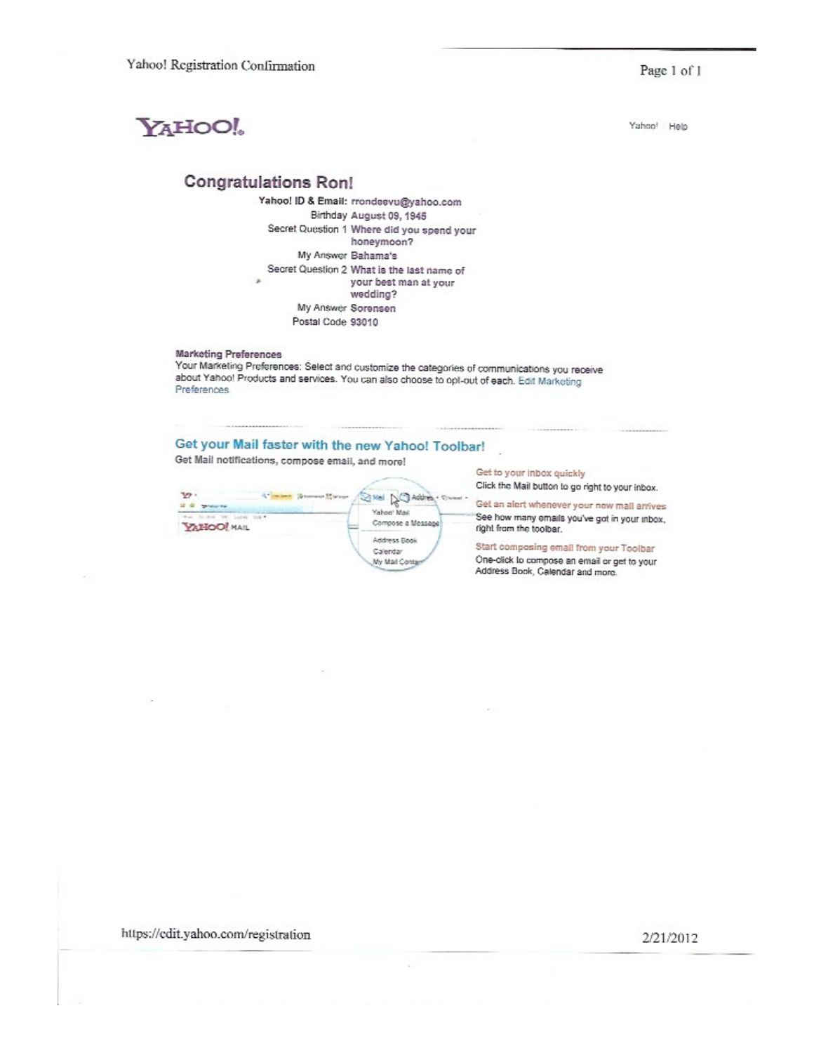# YAHOO!

Yahoo! Help

## Congratulations Ron!

| | |
| --- | --- |
| **Yahoo! ID & Email:** | rrondeevu@yahoo.com |
| Birthday | August 09, 1945 |
| Secret Question 1 | Where did you spend your honeymoon? |
| My Answer | Bahama's |
| Secret Question 2 | What is the last name of your best man at your wedding? |
| My Answer | Sorensen |
| Postal Code | 93010 |

**Marketing Preferences**

Your Marketing Preferences: Select and customize the categories of communications you receive about Yahoo! Products and services. You can also choose to opt-out of each. Edit Marketing Preferences

## Get your Mail faster with the new Yahoo! Toolbar!

Get Mail notifications, compose email, and more!

Get to your inbox quickly

Click the Mail button to go right to your inbox.

Get an alert whenever your new mail arrives

See how many emails you've got in your inbox, right from the toolbar.

Start composing email from your Toolbar

One-click to compose an email or get to your Address Book, Calendar and more.